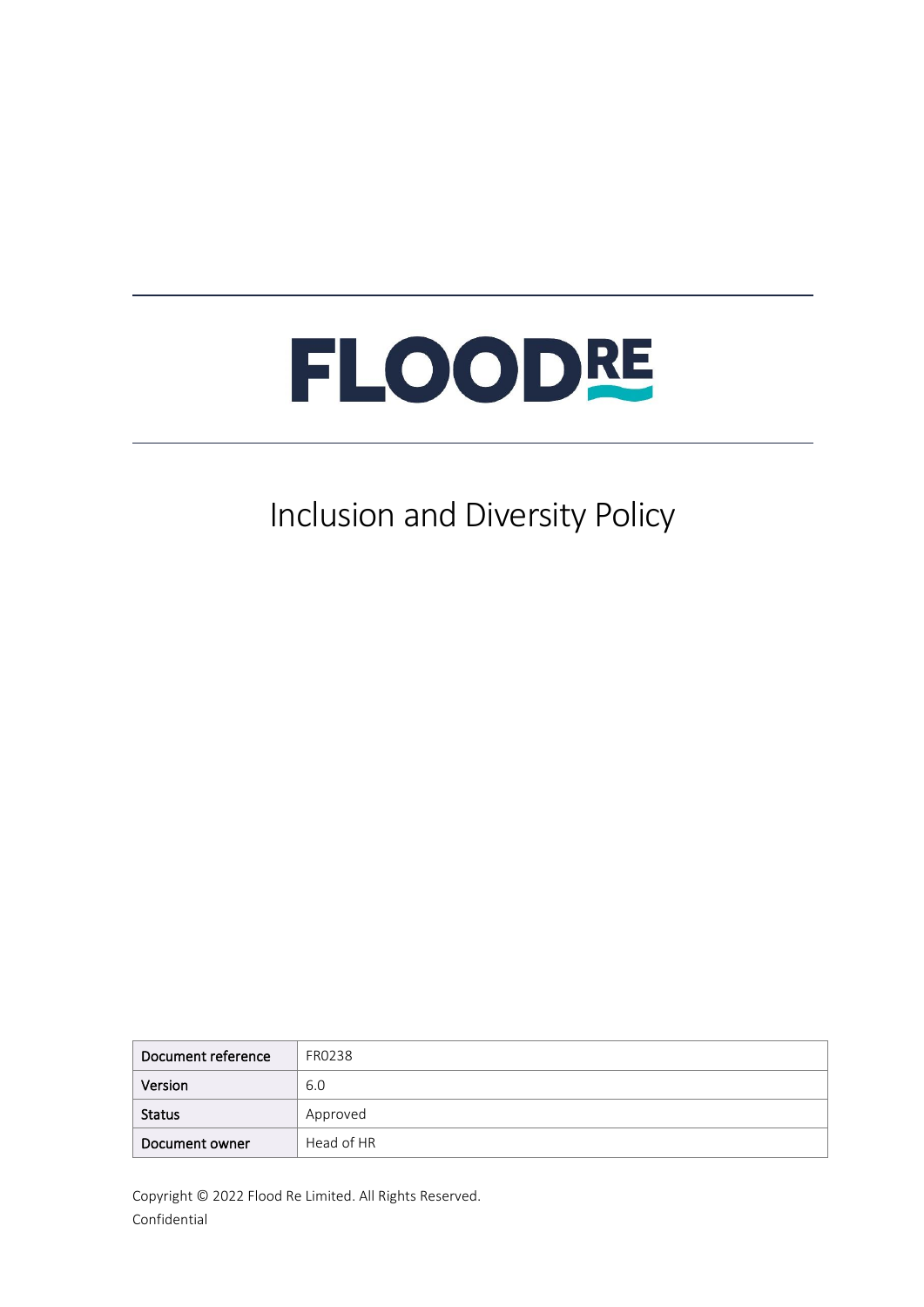# FLOOD RE

# Inclusion and Diversity Policy

| Document reference | FR0238 |
| --- | --- |
| Version | 6.0 |
| Status | Approved |
| Document owner | Head of HR |

Copyright © 2022 Flood Re Limited. All Rights Reserved.
Confidential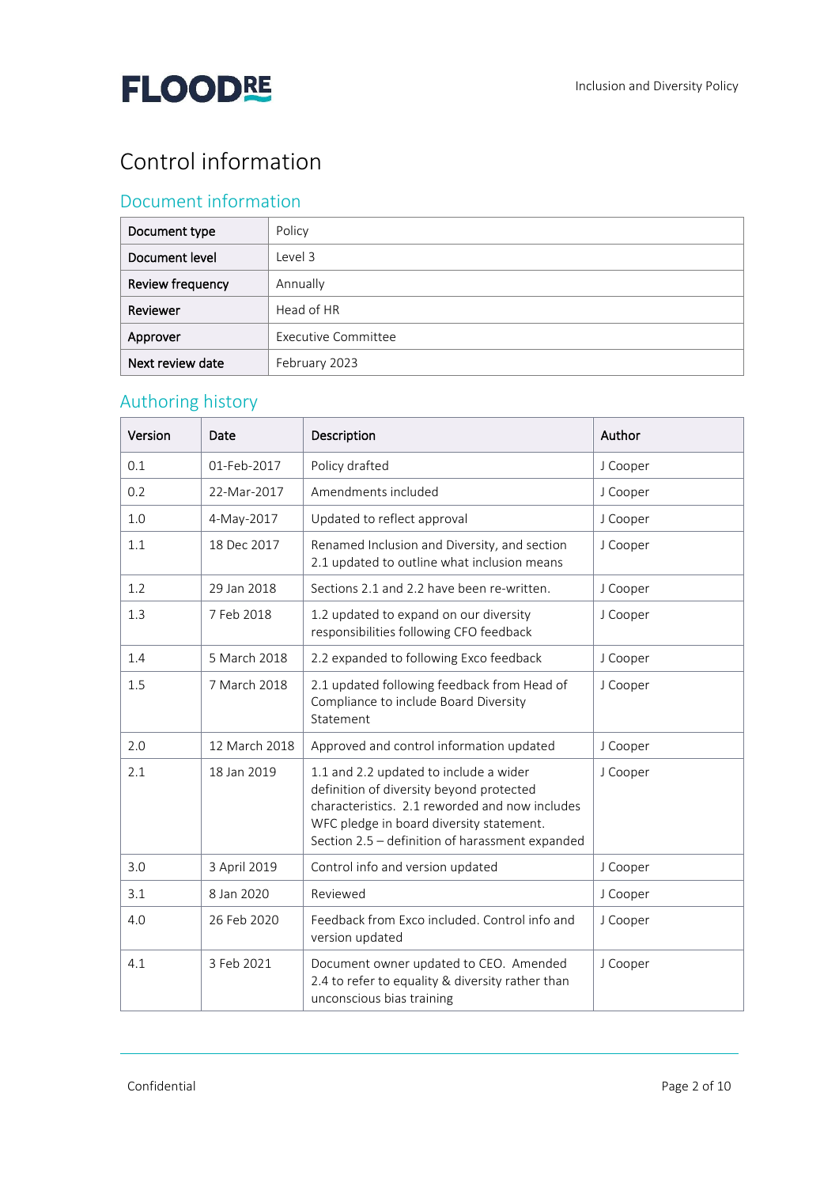# Control information

## Document information

| Document type | Policy |
|---|---|
| Document level | Level 3 |
| Review frequency | Annually |
| Reviewer | Head of HR |
| Approver | Executive Committee |
| Next review date | February 2023 |

## Authoring history

| Version | Date | Description | Author |
|---|---|---|---|
| 0.1 | 01-Feb-2017 | Policy drafted | J Cooper |
| 0.2 | 22-Mar-2017 | Amendments included | J Cooper |
| 1.0 | 4-May-2017 | Updated to reflect approval | J Cooper |
| 1.1 | 18 Dec 2017 | Renamed Inclusion and Diversity, and section 2.1 updated to outline what inclusion means | J Cooper |
| 1.2 | 29 Jan 2018 | Sections 2.1 and 2.2 have been re-written. | J Cooper |
| 1.3 | 7 Feb 2018 | 1.2 updated to expand on our diversity responsibilities following CFO feedback | J Cooper |
| 1.4 | 5 March 2018 | 2.2 expanded to following Exco feedback | J Cooper |
| 1.5 | 7 March 2018 | 2.1 updated following feedback from Head of Compliance to include Board Diversity Statement | J Cooper |
| 2.0 | 12 March 2018 | Approved and control information updated | J Cooper |
| 2.1 | 18 Jan 2019 | 1.1 and 2.2 updated to include a wider definition of diversity beyond protected characteristics. 2.1 reworded and now includes WFC pledge in board diversity statement. Section 2.5 – definition of harassment expanded | J Cooper |
| 3.0 | 3 April 2019 | Control info and version updated | J Cooper |
| 3.1 | 8 Jan 2020 | Reviewed | J Cooper |
| 4.0 | 26 Feb 2020 | Feedback from Exco included. Control info and version updated | J Cooper |
| 4.1 | 3 Feb 2021 | Document owner updated to CEO. Amended 2.4 to refer to equality & diversity rather than unconscious bias training | J Cooper |

Confidential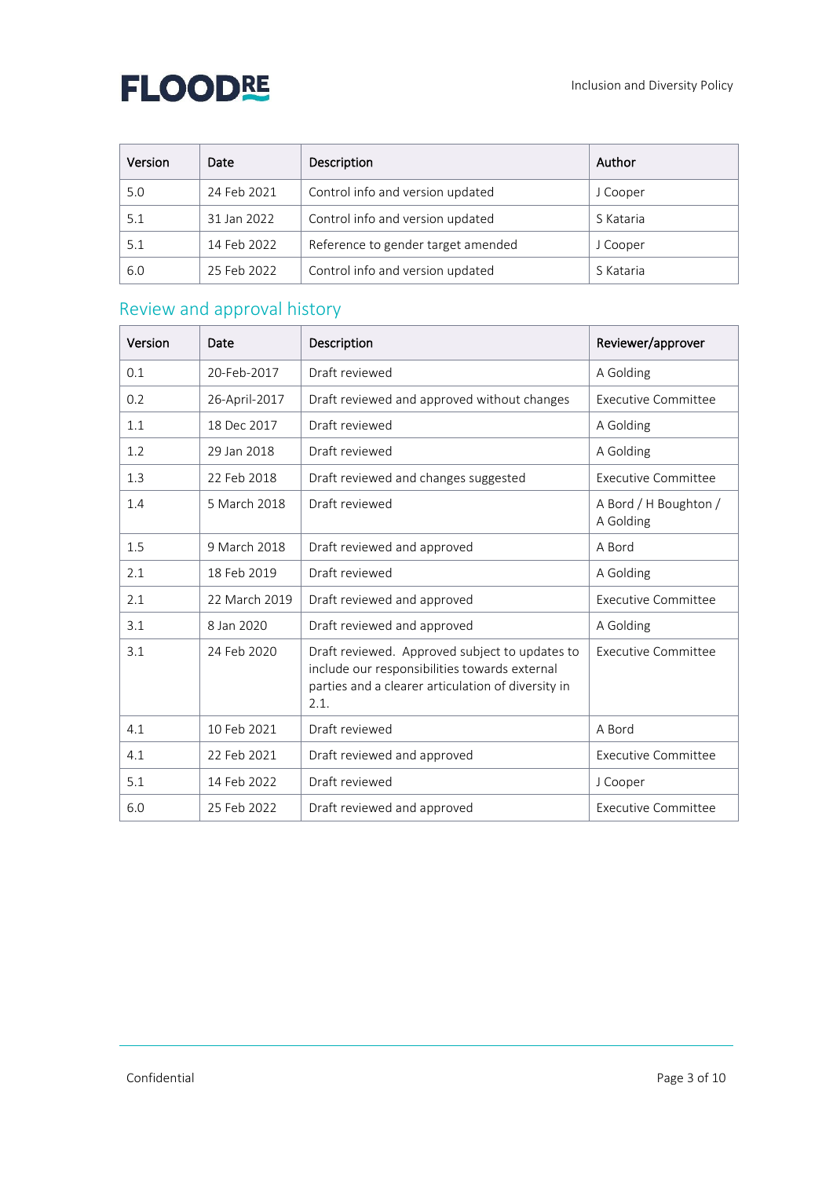| Version | Date | Description | Author |
|---|---|---|---|
| 5.0 | 24 Feb 2021 | Control info and version updated | J Cooper |
| 5.1 | 31 Jan 2022 | Control info and version updated | S Kataria |
| 5.1 | 14 Feb 2022 | Reference to gender target amended | J Cooper |
| 6.0 | 25 Feb 2022 | Control info and version updated | S Kataria |

## Review and approval history

| Version | Date | Description | Reviewer/approver |
|---|---|---|---|
| 0.1 | 20-Feb-2017 | Draft reviewed | A Golding |
| 0.2 | 26-April-2017 | Draft reviewed and approved without changes | Executive Committee |
| 1.1 | 18 Dec 2017 | Draft reviewed | A Golding |
| 1.2 | 29 Jan 2018 | Draft reviewed | A Golding |
| 1.3 | 22 Feb 2018 | Draft reviewed and changes suggested | Executive Committee |
| 1.4 | 5 March 2018 | Draft reviewed | A Bord / H Boughton / A Golding |
| 1.5 | 9 March 2018 | Draft reviewed and approved | A Bord |
| 2.1 | 18 Feb 2019 | Draft reviewed | A Golding |
| 2.1 | 22 March 2019 | Draft reviewed and approved | Executive Committee |
| 3.1 | 8 Jan 2020 | Draft reviewed and approved | A Golding |
| 3.1 | 24 Feb 2020 | Draft reviewed. Approved subject to updates to include our responsibilities towards external parties and a clearer articulation of diversity in 2.1. | Executive Committee |
| 4.1 | 10 Feb 2021 | Draft reviewed | A Bord |
| 4.1 | 22 Feb 2021 | Draft reviewed and approved | Executive Committee |
| 5.1 | 14 Feb 2022 | Draft reviewed | J Cooper |
| 6.0 | 25 Feb 2022 | Draft reviewed and approved | Executive Committee |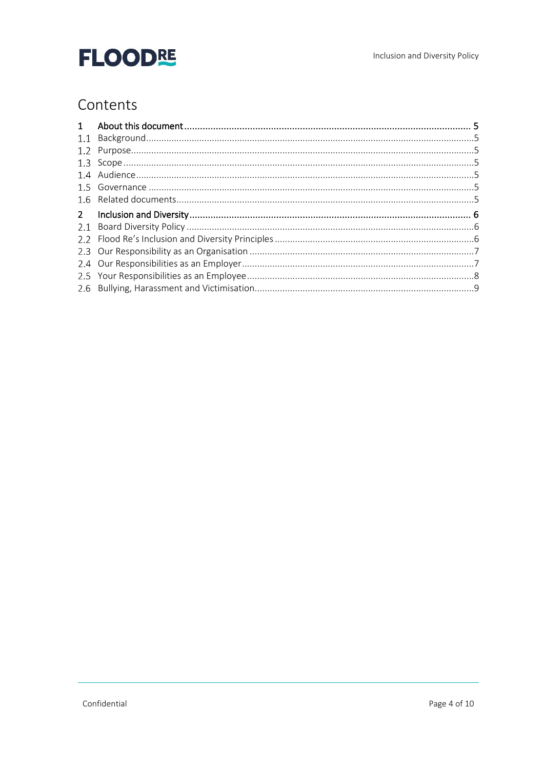# Contents

| | | |
|---|---|---|
| **1** | **About this document** | **5** |
| 1.1 | Background | 5 |
| 1.2 | Purpose | 5 |
| 1.3 | Scope | 5 |
| 1.4 | Audience | 5 |
| 1.5 | Governance | 5 |
| 1.6 | Related documents | 5 |
| **2** | **Inclusion and Diversity** | **6** |
| 2.1 | Board Diversity Policy | 6 |
| 2.2 | Flood Re's Inclusion and Diversity Principles | 6 |
| 2.3 | Our Responsibility as an Organisation | 7 |
| 2.4 | Our Responsibilities as an Employer | 7 |
| 2.5 | Your Responsibilities as an Employee | 8 |
| 2.6 | Bullying, Harassment and Victimisation | 9 |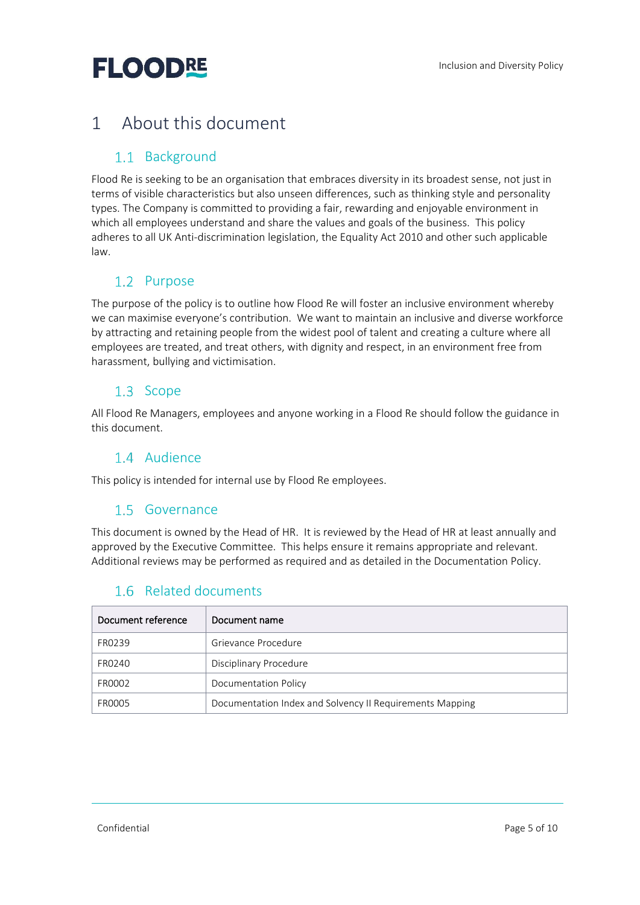# 1 About this document

## 1.1 Background

Flood Re is seeking to be an organisation that embraces diversity in its broadest sense, not just in terms of visible characteristics but also unseen differences, such as thinking style and personality types. The Company is committed to providing a fair, rewarding and enjoyable environment in which all employees understand and share the values and goals of the business. This policy adheres to all UK Anti-discrimination legislation, the Equality Act 2010 and other such applicable law.

## 1.2 Purpose

The purpose of the policy is to outline how Flood Re will foster an inclusive environment whereby we can maximise everyone's contribution. We want to maintain an inclusive and diverse workforce by attracting and retaining people from the widest pool of talent and creating a culture where all employees are treated, and treat others, with dignity and respect, in an environment free from harassment, bullying and victimisation.

## 1.3 Scope

All Flood Re Managers, employees and anyone working in a Flood Re should follow the guidance in this document.

## 1.4 Audience

This policy is intended for internal use by Flood Re employees.

## 1.5 Governance

This document is owned by the Head of HR. It is reviewed by the Head of HR at least annually and approved by the Executive Committee. This helps ensure it remains appropriate and relevant. Additional reviews may be performed as required and as detailed in the Documentation Policy.

## 1.6 Related documents

| Document reference | Document name |
|---|---|
| FR0239 | Grievance Procedure |
| FR0240 | Disciplinary Procedure |
| FR0002 | Documentation Policy |
| FR0005 | Documentation Index and Solvency II Requirements Mapping |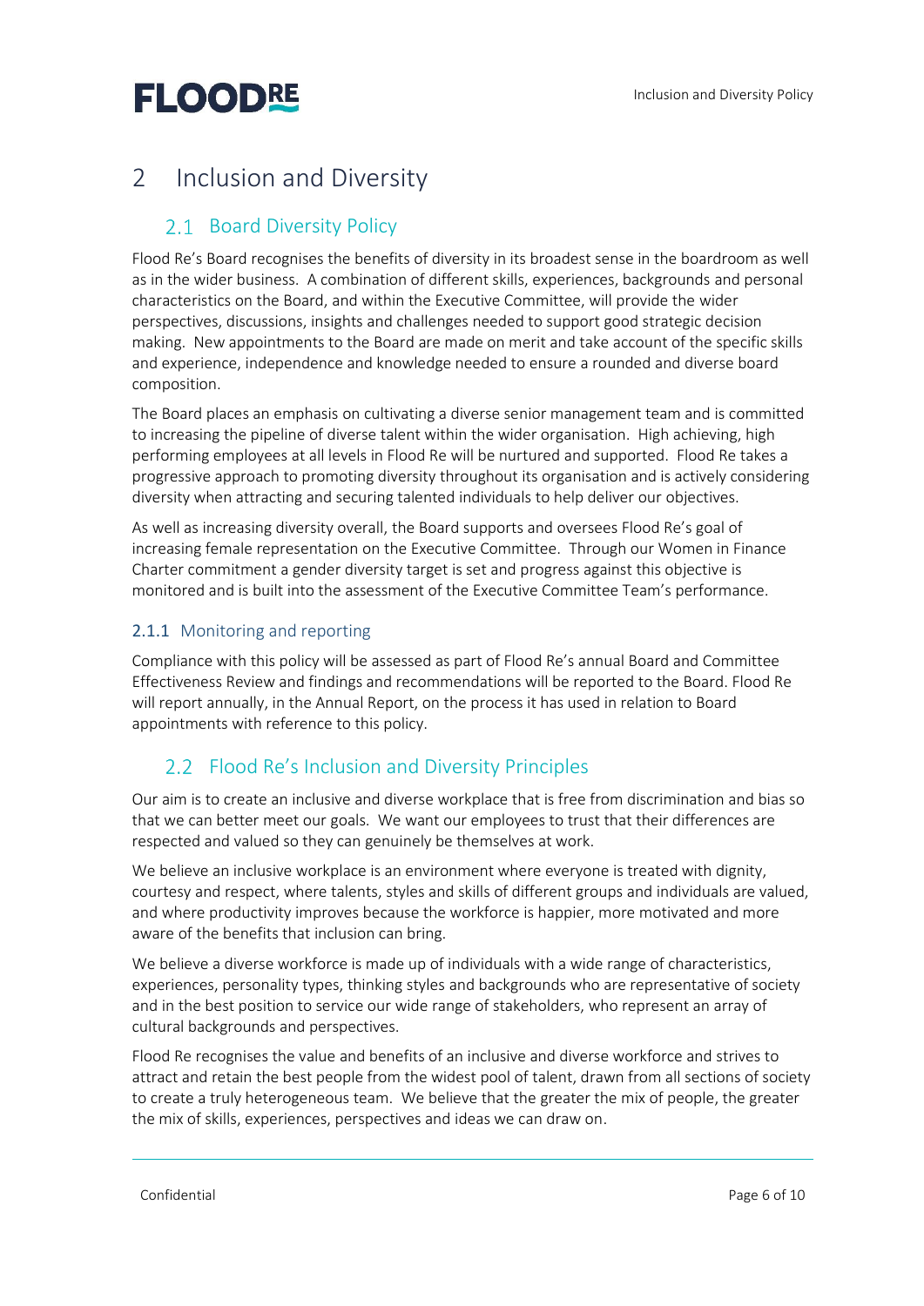# 2 Inclusion and Diversity

## 2.1 Board Diversity Policy

Flood Re's Board recognises the benefits of diversity in its broadest sense in the boardroom as well as in the wider business. A combination of different skills, experiences, backgrounds and personal characteristics on the Board, and within the Executive Committee, will provide the wider perspectives, discussions, insights and challenges needed to support good strategic decision making. New appointments to the Board are made on merit and take account of the specific skills and experience, independence and knowledge needed to ensure a rounded and diverse board composition.

The Board places an emphasis on cultivating a diverse senior management team and is committed to increasing the pipeline of diverse talent within the wider organisation. High achieving, high performing employees at all levels in Flood Re will be nurtured and supported. Flood Re takes a progressive approach to promoting diversity throughout its organisation and is actively considering diversity when attracting and securing talented individuals to help deliver our objectives.

As well as increasing diversity overall, the Board supports and oversees Flood Re's goal of increasing female representation on the Executive Committee. Through our Women in Finance Charter commitment a gender diversity target is set and progress against this objective is monitored and is built into the assessment of the Executive Committee Team's performance.

### 2.1.1 Monitoring and reporting

Compliance with this policy will be assessed as part of Flood Re's annual Board and Committee Effectiveness Review and findings and recommendations will be reported to the Board. Flood Re will report annually, in the Annual Report, on the process it has used in relation to Board appointments with reference to this policy.

## 2.2 Flood Re's Inclusion and Diversity Principles

Our aim is to create an inclusive and diverse workplace that is free from discrimination and bias so that we can better meet our goals. We want our employees to trust that their differences are respected and valued so they can genuinely be themselves at work.

We believe an inclusive workplace is an environment where everyone is treated with dignity, courtesy and respect, where talents, styles and skills of different groups and individuals are valued, and where productivity improves because the workforce is happier, more motivated and more aware of the benefits that inclusion can bring.

We believe a diverse workforce is made up of individuals with a wide range of characteristics, experiences, personality types, thinking styles and backgrounds who are representative of society and in the best position to service our wide range of stakeholders, who represent an array of cultural backgrounds and perspectives.

Flood Re recognises the value and benefits of an inclusive and diverse workforce and strives to attract and retain the best people from the widest pool of talent, drawn from all sections of society to create a truly heterogeneous team. We believe that the greater the mix of people, the greater the mix of skills, experiences, perspectives and ideas we can draw on.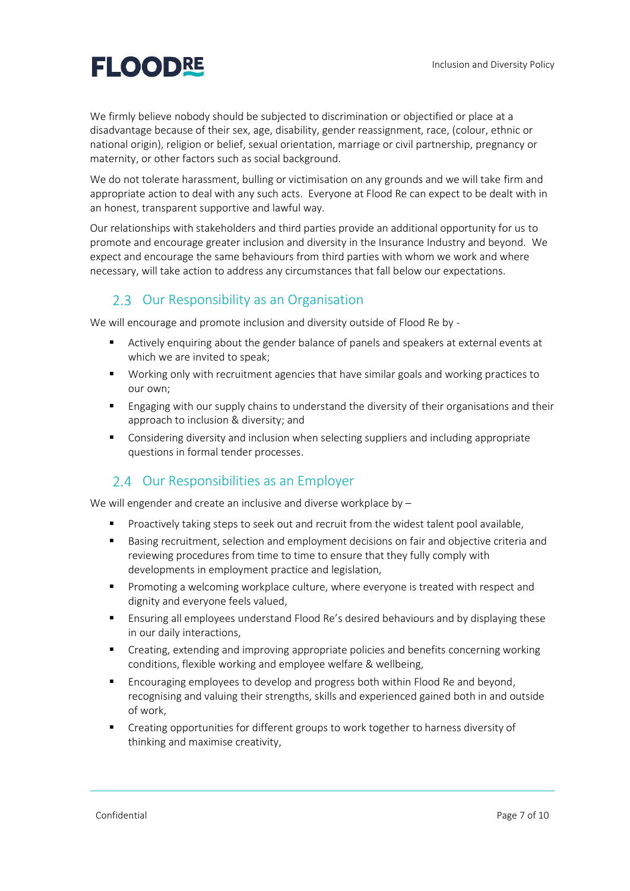We firmly believe nobody should be subjected to discrimination or objectified or place at a disadvantage because of their sex, age, disability, gender reassignment, race, (colour, ethnic or national origin), religion or belief, sexual orientation, marriage or civil partnership, pregnancy or maternity, or other factors such as social background.

We do not tolerate harassment, bulling or victimisation on any grounds and we will take firm and appropriate action to deal with any such acts. Everyone at Flood Re can expect to be dealt with in an honest, transparent supportive and lawful way.

Our relationships with stakeholders and third parties provide an additional opportunity for us to promote and encourage greater inclusion and diversity in the Insurance Industry and beyond. We expect and encourage the same behaviours from third parties with whom we work and where necessary, will take action to address any circumstances that fall below our expectations.

## 2.3 Our Responsibility as an Organisation

We will encourage and promote inclusion and diversity outside of Flood Re by -

- Actively enquiring about the gender balance of panels and speakers at external events at which we are invited to speak;
- Working only with recruitment agencies that have similar goals and working practices to our own;
- Engaging with our supply chains to understand the diversity of their organisations and their approach to inclusion & diversity; and
- Considering diversity and inclusion when selecting suppliers and including appropriate questions in formal tender processes.

## 2.4 Our Responsibilities as an Employer

We will engender and create an inclusive and diverse workplace by –

- Proactively taking steps to seek out and recruit from the widest talent pool available,
- Basing recruitment, selection and employment decisions on fair and objective criteria and reviewing procedures from time to time to ensure that they fully comply with developments in employment practice and legislation,
- Promoting a welcoming workplace culture, where everyone is treated with respect and dignity and everyone feels valued,
- Ensuring all employees understand Flood Re's desired behaviours and by displaying these in our daily interactions,
- Creating, extending and improving appropriate policies and benefits concerning working conditions, flexible working and employee welfare & wellbeing,
- Encouraging employees to develop and progress both within Flood Re and beyond, recognising and valuing their strengths, skills and experienced gained both in and outside of work,
- Creating opportunities for different groups to work together to harness diversity of thinking and maximise creativity,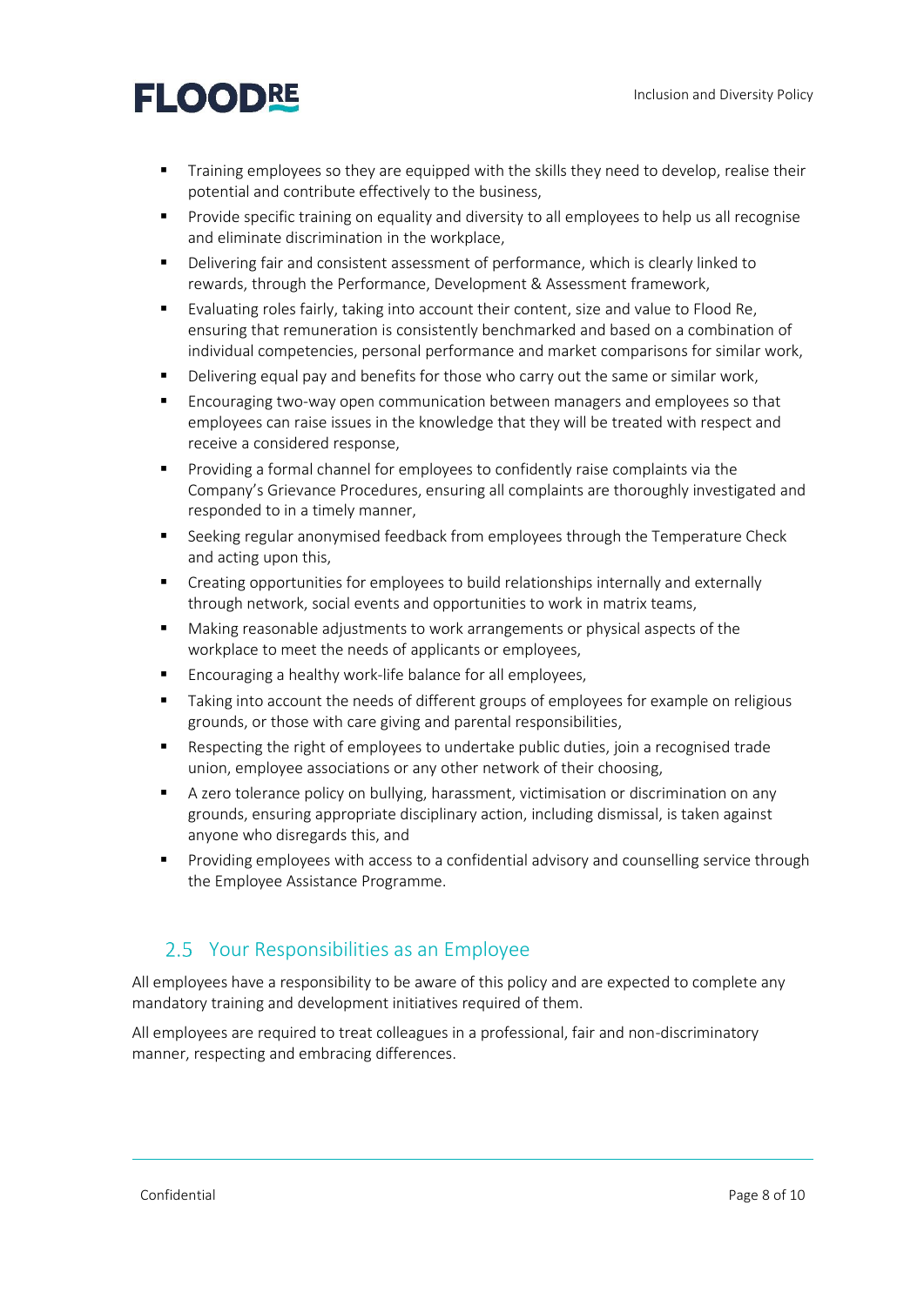- Training employees so they are equipped with the skills they need to develop, realise their potential and contribute effectively to the business,
- Provide specific training on equality and diversity to all employees to help us all recognise and eliminate discrimination in the workplace,
- Delivering fair and consistent assessment of performance, which is clearly linked to rewards, through the Performance, Development & Assessment framework,
- Evaluating roles fairly, taking into account their content, size and value to Flood Re, ensuring that remuneration is consistently benchmarked and based on a combination of individual competencies, personal performance and market comparisons for similar work,
- Delivering equal pay and benefits for those who carry out the same or similar work,
- Encouraging two-way open communication between managers and employees so that employees can raise issues in the knowledge that they will be treated with respect and receive a considered response,
- Providing a formal channel for employees to confidently raise complaints via the Company's Grievance Procedures, ensuring all complaints are thoroughly investigated and responded to in a timely manner,
- Seeking regular anonymised feedback from employees through the Temperature Check and acting upon this,
- Creating opportunities for employees to build relationships internally and externally through network, social events and opportunities to work in matrix teams,
- Making reasonable adjustments to work arrangements or physical aspects of the workplace to meet the needs of applicants or employees,
- Encouraging a healthy work-life balance for all employees,
- Taking into account the needs of different groups of employees for example on religious grounds, or those with care giving and parental responsibilities,
- Respecting the right of employees to undertake public duties, join a recognised trade union, employee associations or any other network of their choosing,
- A zero tolerance policy on bullying, harassment, victimisation or discrimination on any grounds, ensuring appropriate disciplinary action, including dismissal, is taken against anyone who disregards this, and
- Providing employees with access to a confidential advisory and counselling service through the Employee Assistance Programme.

## 2.5 Your Responsibilities as an Employee

All employees have a responsibility to be aware of this policy and are expected to complete any mandatory training and development initiatives required of them.

All employees are required to treat colleagues in a professional, fair and non-discriminatory manner, respecting and embracing differences.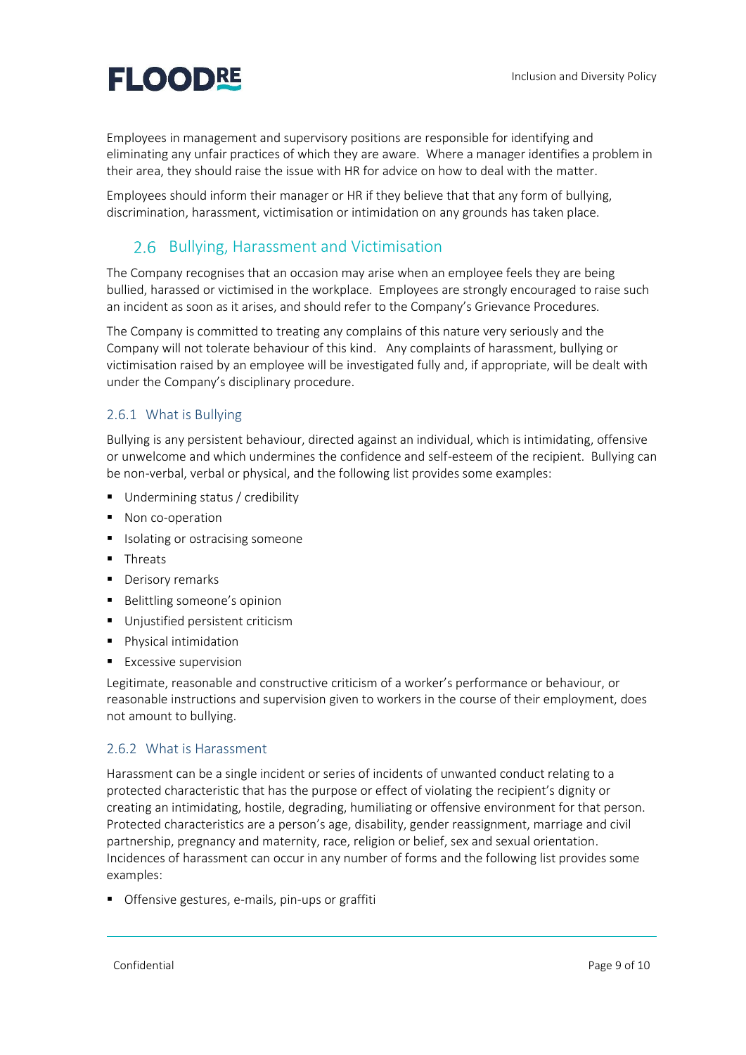Employees in management and supervisory positions are responsible for identifying and eliminating any unfair practices of which they are aware. Where a manager identifies a problem in their area, they should raise the issue with HR for advice on how to deal with the matter.

Employees should inform their manager or HR if they believe that that any form of bullying, discrimination, harassment, victimisation or intimidation on any grounds has taken place.

## 2.6 Bullying, Harassment and Victimisation

The Company recognises that an occasion may arise when an employee feels they are being bullied, harassed or victimised in the workplace. Employees are strongly encouraged to raise such an incident as soon as it arises, and should refer to the Company's Grievance Procedures.

The Company is committed to treating any complains of this nature very seriously and the Company will not tolerate behaviour of this kind. Any complaints of harassment, bullying or victimisation raised by an employee will be investigated fully and, if appropriate, will be dealt with under the Company's disciplinary procedure.

### 2.6.1 What is Bullying

Bullying is any persistent behaviour, directed against an individual, which is intimidating, offensive or unwelcome and which undermines the confidence and self-esteem of the recipient. Bullying can be non-verbal, verbal or physical, and the following list provides some examples:

- Undermining status / credibility
- Non co-operation
- Isolating or ostracising someone
- Threats
- Derisory remarks
- Belittling someone's opinion
- Unjustified persistent criticism
- Physical intimidation
- Excessive supervision

Legitimate, reasonable and constructive criticism of a worker's performance or behaviour, or reasonable instructions and supervision given to workers in the course of their employment, does not amount to bullying.

### 2.6.2 What is Harassment

Harassment can be a single incident or series of incidents of unwanted conduct relating to a protected characteristic that has the purpose or effect of violating the recipient's dignity or creating an intimidating, hostile, degrading, humiliating or offensive environment for that person. Protected characteristics are a person's age, disability, gender reassignment, marriage and civil partnership, pregnancy and maternity, race, religion or belief, sex and sexual orientation. Incidences of harassment can occur in any number of forms and the following list provides some examples:

- Offensive gestures, e-mails, pin-ups or graffiti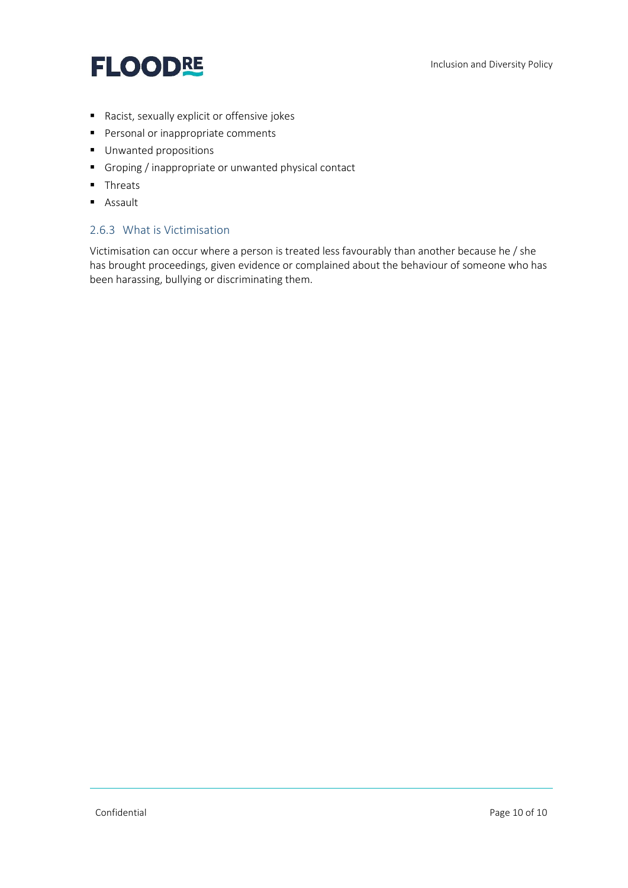- Racist, sexually explicit or offensive jokes
- Personal or inappropriate comments
- Unwanted propositions
- Groping / inappropriate or unwanted physical contact
- Threats
- Assault

### 2.6.3 What is Victimisation

Victimisation can occur where a person is treated less favourably than another because he / she has brought proceedings, given evidence or complained about the behaviour of someone who has been harassing, bullying or discriminating them.